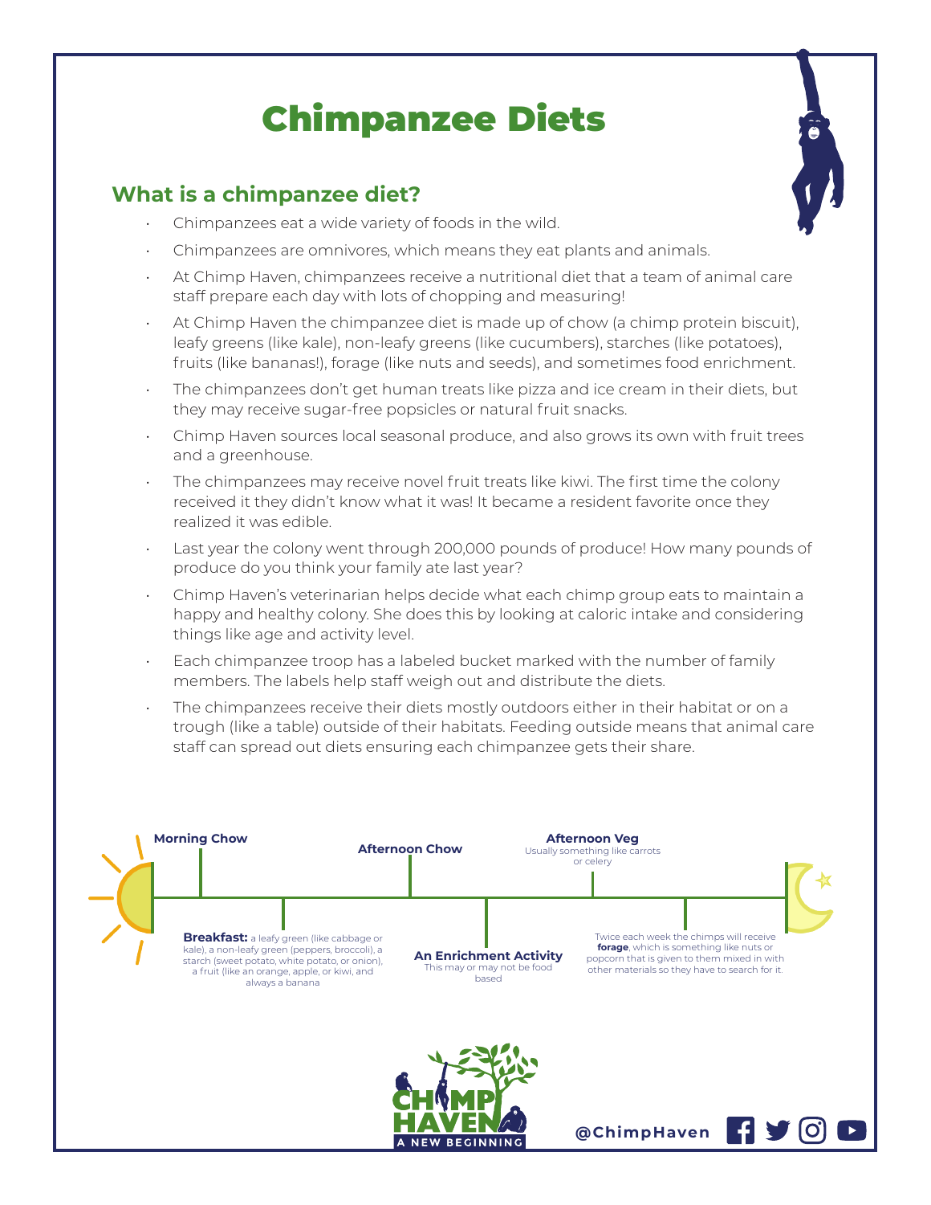# Chimpanzee Diets

## What is a chimpanzee diet?

- Chimpanzees eat a wide variety of foods in the wild.
- Chimpanzees are omnivores, which means they eat plants and animals.
- At Chimp Haven, chimpanzees receive a nutritional diet that a team of animal care staff prepare each day with lots of chopping and measuring!
- At Chimp Haven the chimpanzee diet is made up of chow (a chimp protein biscuit), leafy greens (like kale), non-leafy greens (like cucumbers), starches (like potatoes), fruits (like bananas!), forage (like nuts and seeds), and sometimes food enrichment.
- The chimpanzees don't get human treats like pizza and ice cream in their diets, but they may receive sugar-free popsicles or natural fruit snacks.
- Chimp Haven sources local seasonal produce, and also grows its own with fruit trees and a greenhouse.
- The chimpanzees may receive novel fruit treats like kiwi. The first time the colony received it they didn't know what it was! It became a resident favorite once they realized it was edible.
- Last year the colony went through 200,000 pounds of produce! How many pounds of produce do you think your family ate last year?
- Chimp Haven's veterinarian helps decide what each chimp group eats to maintain a happy and healthy colony. She does this by looking at caloric intake and considering things like age and activity level.
- Each chimpanzee troop has a labeled bucket marked with the number of family members. The labels help staff weigh out and distribute the diets.
- The chimpanzees receive their diets mostly outdoors either in their habitat or on a trough (like a table) outside of their habitats. Feeding outside means that animal care staff can spread out diets ensuring each chimpanzee gets their share.

**Morning Chow**

**Breakfast:** a leafy green (like cabbage or kale), a non-leafy green (peppers, broccoli), a starch (sweet potato, white potato, or onion), a fruit (like an orange, apple, or kiwi, and always a banana

**Afternoon Chow**

**An Enrichment Activity**
This may or may not be food based

**Afternoon Veg**
Usually something like carrots or celery

Twice each week the chimps will receive **forage**, which is something like nuts or popcorn that is given to them mixed in with other materials so they have to search for it.

CHIMP HAVEN
A NEW BEGINNING

@ChimpHaven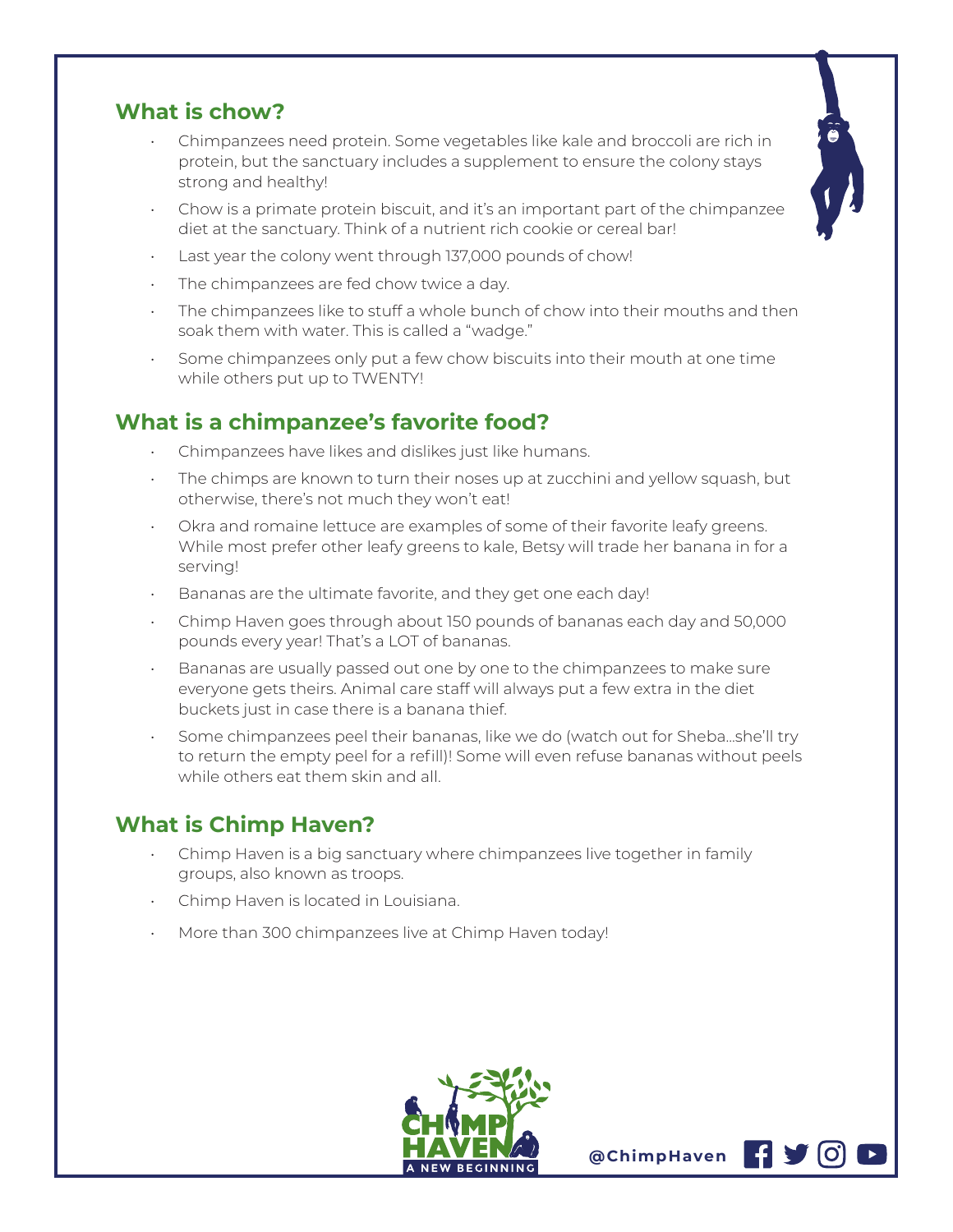## What is chow?

- Chimpanzees need protein. Some vegetables like kale and broccoli are rich in protein, but the sanctuary includes a supplement to ensure the colony stays strong and healthy!
- Chow is a primate protein biscuit, and it's an important part of the chimpanzee diet at the sanctuary. Think of a nutrient rich cookie or cereal bar!
- Last year the colony went through 137,000 pounds of chow!
- The chimpanzees are fed chow twice a day.
- The chimpanzees like to stuff a whole bunch of chow into their mouths and then soak them with water. This is called a "wadge."
- Some chimpanzees only put a few chow biscuits into their mouth at one time while others put up to TWENTY!

## What is a chimpanzee's favorite food?

- Chimpanzees have likes and dislikes just like humans.
- The chimps are known to turn their noses up at zucchini and yellow squash, but otherwise, there's not much they won't eat!
- Okra and romaine lettuce are examples of some of their favorite leafy greens. While most prefer other leafy greens to kale, Betsy will trade her banana in for a serving!
- Bananas are the ultimate favorite, and they get one each day!
- Chimp Haven goes through about 150 pounds of bananas each day and 50,000 pounds every year! That's a LOT of bananas.
- Bananas are usually passed out one by one to the chimpanzees to make sure everyone gets theirs. Animal care staff will always put a few extra in the diet buckets just in case there is a banana thief.
- Some chimpanzees peel their bananas, like we do (watch out for Sheba…she'll try to return the empty peel for a refill)! Some will even refuse bananas without peels while others eat them skin and all.

## What is Chimp Haven?

- Chimp Haven is a big sanctuary where chimpanzees live together in family groups, also known as troops.
- Chimp Haven is located in Louisiana.
- More than 300 chimpanzees live at Chimp Haven today!

CHIMP HAVEN
A NEW BEGINNING

@ChimpHaven